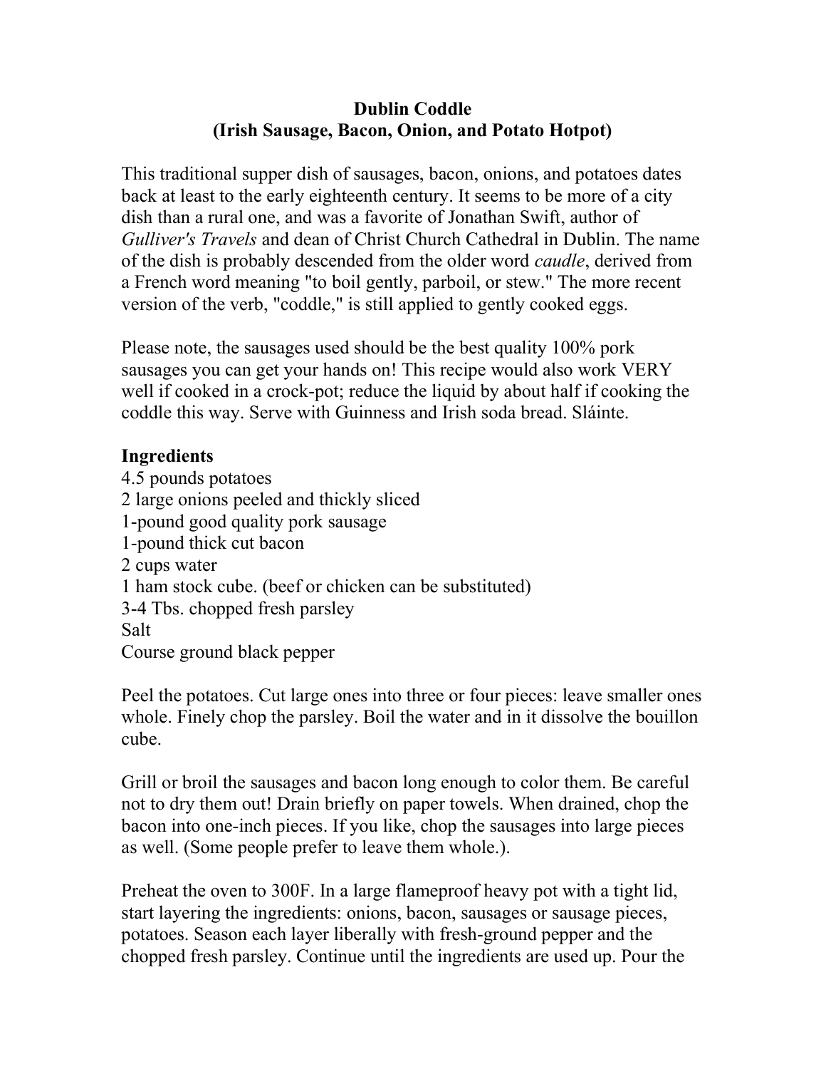# Dublin Coddle
## (Irish Sausage, Bacon, Onion, and Potato Hotpot)

This traditional supper dish of sausages, bacon, onions, and potatoes dates back at least to the early eighteenth century. It seems to be more of a city dish than a rural one, and was a favorite of Jonathan Swift, author of *Gulliver's Travels* and dean of Christ Church Cathedral in Dublin. The name of the dish is probably descended from the older word *caudle*, derived from a French word meaning "to boil gently, parboil, or stew." The more recent version of the verb, "coddle," is still applied to gently cooked eggs.

Please note, the sausages used should be the best quality 100% pork sausages you can get your hands on! This recipe would also work VERY well if cooked in a crock-pot; reduce the liquid by about half if cooking the coddle this way. Serve with Guinness and Irish soda bread. Sláinte.

**Ingredients**

4.5 pounds potatoes
2 large onions peeled and thickly sliced
1-pound good quality pork sausage
1-pound thick cut bacon
2 cups water
1 ham stock cube. (beef or chicken can be substituted)
3-4 Tbs. chopped fresh parsley
Salt
Course ground black pepper

Peel the potatoes. Cut large ones into three or four pieces: leave smaller ones whole. Finely chop the parsley. Boil the water and in it dissolve the bouillon cube.

Grill or broil the sausages and bacon long enough to color them. Be careful not to dry them out! Drain briefly on paper towels. When drained, chop the bacon into one-inch pieces. If you like, chop the sausages into large pieces as well. (Some people prefer to leave them whole.).

Preheat the oven to 300F. In a large flameproof heavy pot with a tight lid, start layering the ingredients: onions, bacon, sausages or sausage pieces, potatoes. Season each layer liberally with fresh-ground pepper and the chopped fresh parsley. Continue until the ingredients are used up. Pour the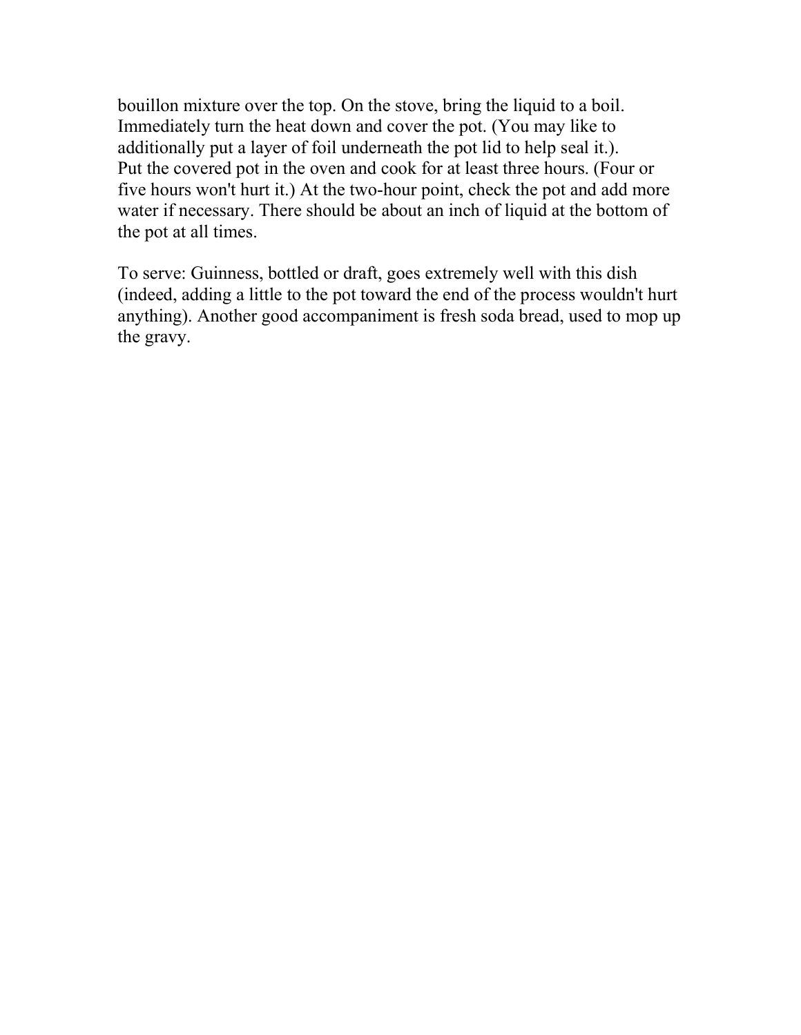bouillon mixture over the top. On the stove, bring the liquid to a boil. Immediately turn the heat down and cover the pot. (You may like to additionally put a layer of foil underneath the pot lid to help seal it.).
Put the covered pot in the oven and cook for at least three hours. (Four or five hours won't hurt it.) At the two-hour point, check the pot and add more water if necessary. There should be about an inch of liquid at the bottom of the pot at all times.

To serve: Guinness, bottled or draft, goes extremely well with this dish (indeed, adding a little to the pot toward the end of the process wouldn't hurt anything). Another good accompaniment is fresh soda bread, used to mop up the gravy.